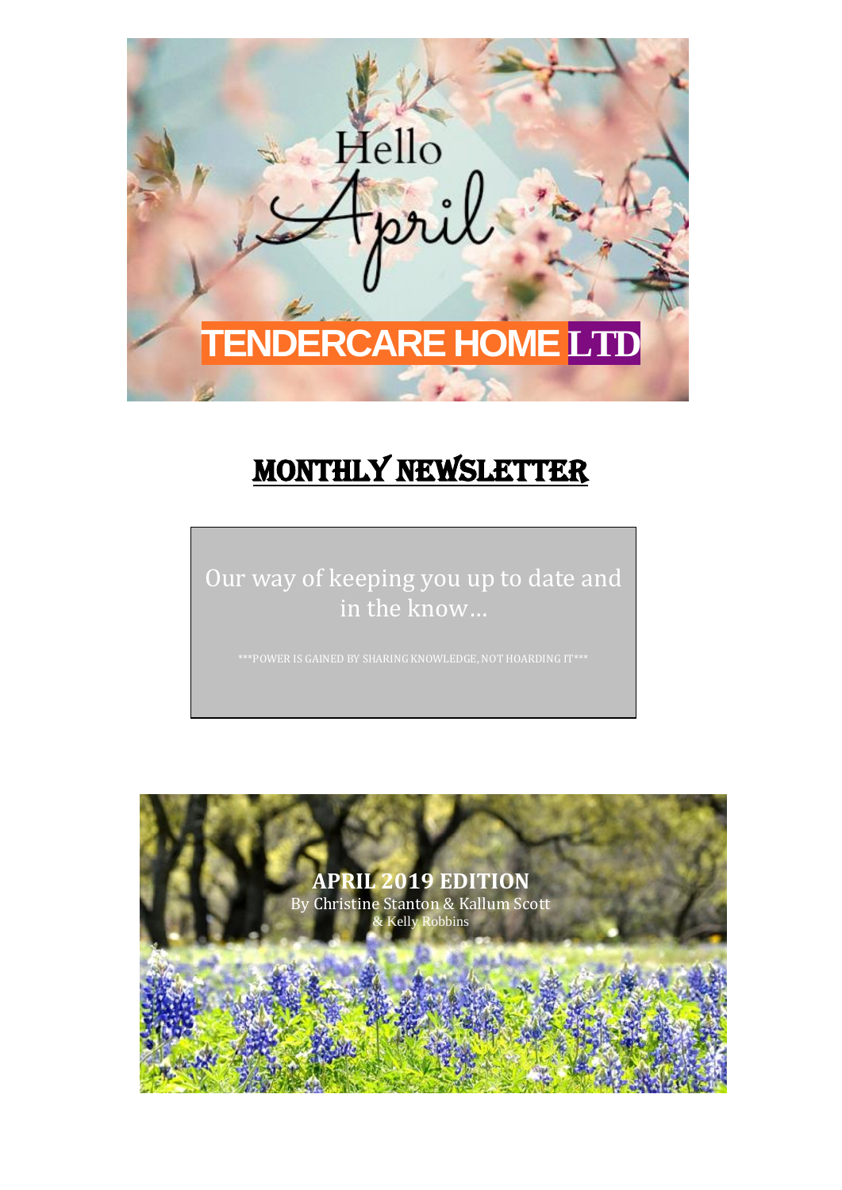Hello April

# TENDERCARE HOME LTD

## MONTHLY NEWSLETTER

Our way of keeping you up to date and in the know…

***POWER IS GAINED BY SHARING KNOWLEDGE, NOT HOARDING IT***

**APRIL 2019 EDITION**

By Christine Stanton & Kallum Scott & Kelly Robbins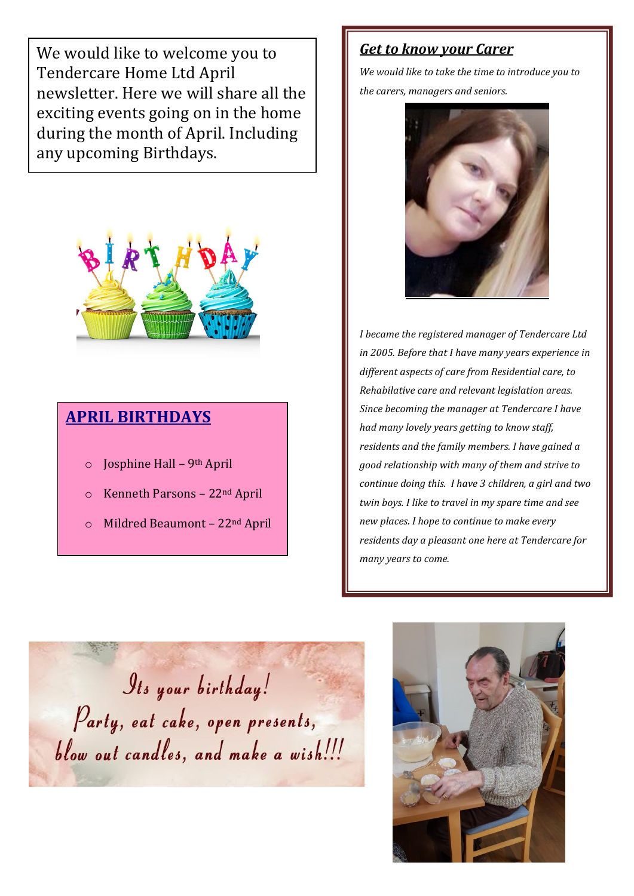We would like to welcome you to Tendercare Home Ltd April newsletter. Here we will share all the exciting events going on in the home during the month of April. Including any upcoming Birthdays.

## APRIL BIRTHDAYS

- Josphine Hall – 9th April
- Kenneth Parsons – 22nd April
- Mildred Beaumont – 22nd April

Its your birthday!
Party, eat cake, open presents, blow out candles, and make a wish!!!

## *Get to know your Carer*

*We would like to take the time to introduce you to the carers, managers and seniors.*

*I became the registered manager of Tendercare Ltd in 2005. Before that I have many years experience in different aspects of care from Residential care, to Rehabilative care and relevant legislation areas. Since becoming the manager at Tendercare I have had many lovely years getting to know staff, residents and the family members. I have gained a good relationship with many of them and strive to continue doing this. I have 3 children, a girl and two twin boys. I like to travel in my spare time and see new places. I hope to continue to make every residents day a pleasant one here at Tendercare for many years to come.*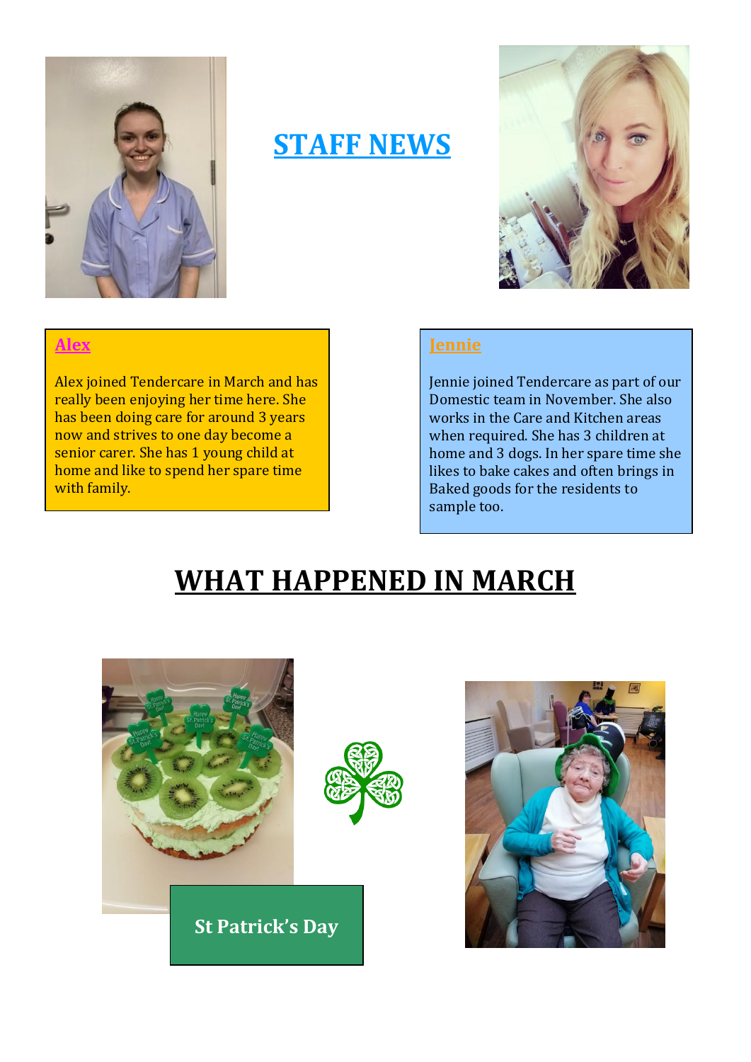# STAFF NEWS

### Alex

Alex joined Tendercare in March and has really been enjoying her time here. She has been doing care for around 3 years now and strives to one day become a senior carer. She has 1 young child at home and like to spend her spare time with family.

### Jennie

Jennie joined Tendercare as part of our Domestic team in November. She also works in the Care and Kitchen areas when required. She has 3 children at home and 3 dogs. In her spare time she likes to bake cakes and often brings in Baked goods for the residents to sample too.

# WHAT HAPPENED IN MARCH

St Patrick's Day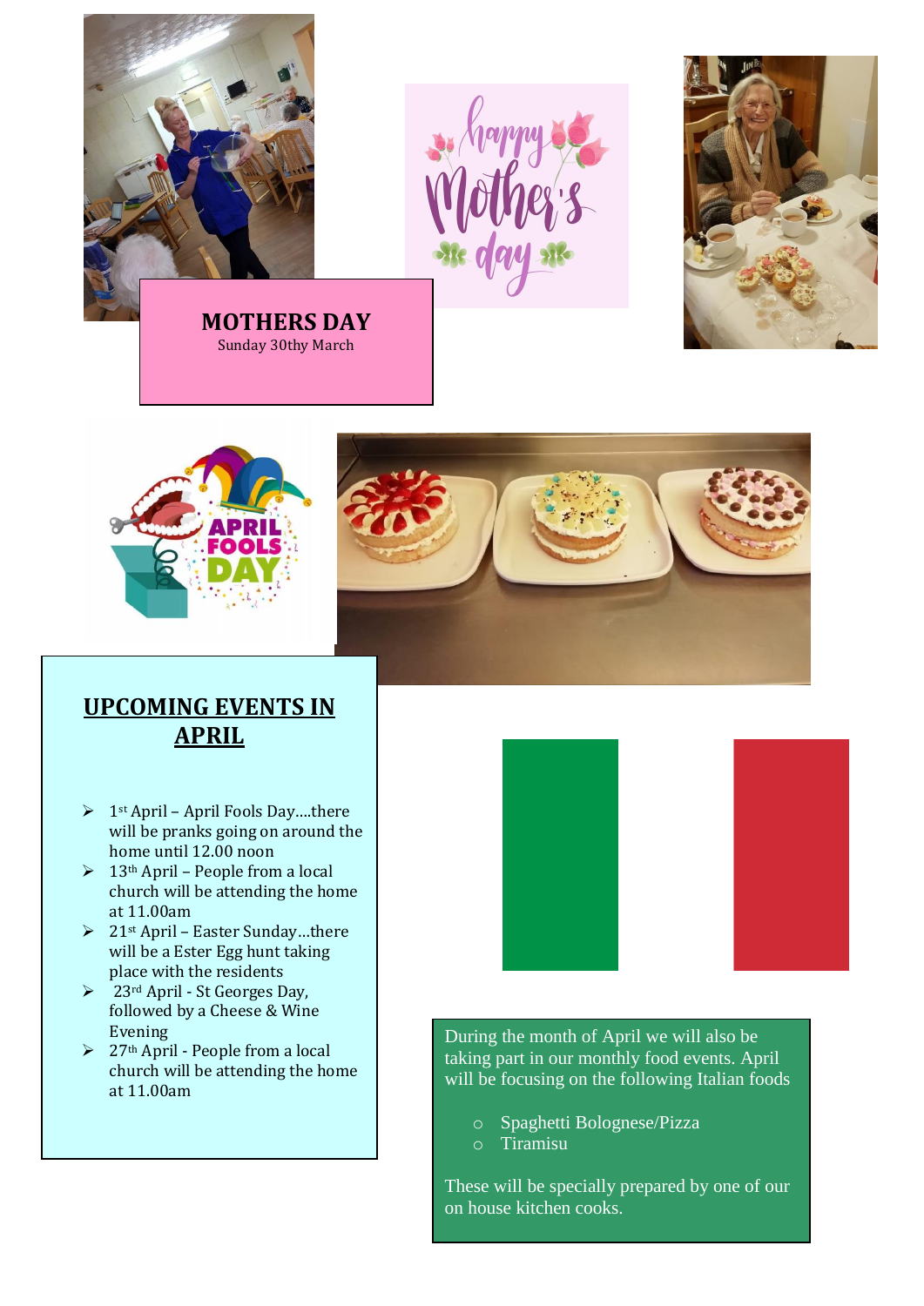**MOTHERS DAY**

Sunday 30thy March

## UPCOMING EVENTS IN APRIL

- 1st April – April Fools Day….there will be pranks going on around the home until 12.00 noon
- 13th April – People from a local church will be attending the home at 11.00am
- 21st April – Easter Sunday…there will be a Ester Egg hunt taking place with the residents
- 23rd April - St Georges Day, followed by a Cheese & Wine Evening
- 27th April - People from a local church will be attending the home at 11.00am

During the month of April we will also be taking part in our monthly food events. April will be focusing on the following Italian foods

- Spaghetti Bolognese/Pizza
- Tiramisu

These will be specially prepared by one of our on house kitchen cooks.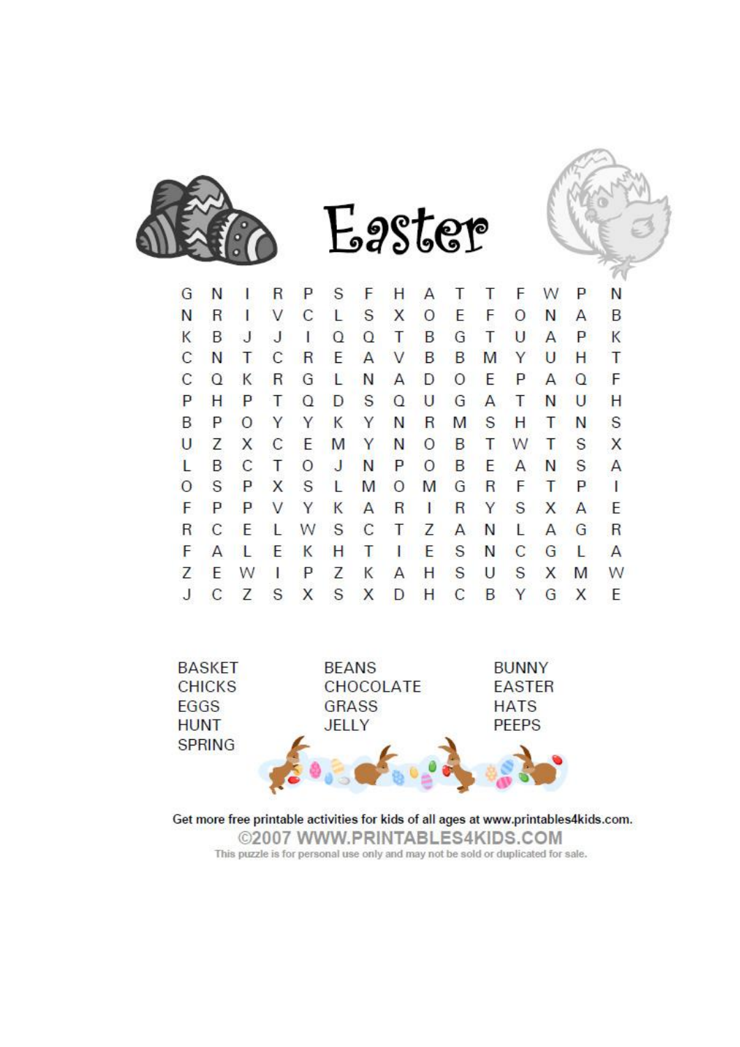# Easter

| | | | | | | | | | | | | | | |
|---|---|---|---|---|---|---|---|---|---|---|---|---|---|---|
| G | N | I | R | P | S | F | H | A | T | T | F | W | P | N |
| N | R | I | V | C | L | S | X | O | E | F | O | N | A | B |
| K | B | J | J | I | Q | Q | T | B | G | T | U | A | P | K |
| C | N | T | C | R | E | A | V | B | B | M | Y | U | H | T |
| C | Q | K | R | G | L | N | A | D | O | E | P | A | Q | F |
| P | H | P | T | Q | D | S | Q | U | G | A | T | N | U | H |
| B | P | O | Y | Y | K | Y | N | R | M | S | H | T | N | S |
| U | Z | X | C | E | M | Y | N | O | B | T | W | T | S | X |
| L | B | C | T | O | J | N | P | O | B | E | A | N | S | A |
| O | S | P | X | S | L | M | O | M | G | R | F | T | P | I |
| F | P | P | V | Y | K | A | R | I | R | Y | S | X | A | E |
| R | C | E | L | W | S | C | T | Z | A | N | L | A | G | R |
| F | A | L | E | K | H | T | I | E | S | N | C | G | L | A |
| Z | E | W | I | P | Z | K | A | H | S | U | S | X | M | W |
| J | C | Z | S | X | S | X | D | H | C | B | Y | G | X | E |

| | | |
|---|---|---|
| BASKET | BEANS | BUNNY |
| CHICKS | CHOCOLATE | EASTER |
| EGGS | GRASS | HATS |
| HUNT | JELLY | PEEPS |
| SPRING | | |

Get more free printable activities for kids of all ages at www.printables4kids.com.

©2007 WWW.PRINTABLES4KIDS.COM

This puzzle is for personal use only and may not be sold or duplicated for sale.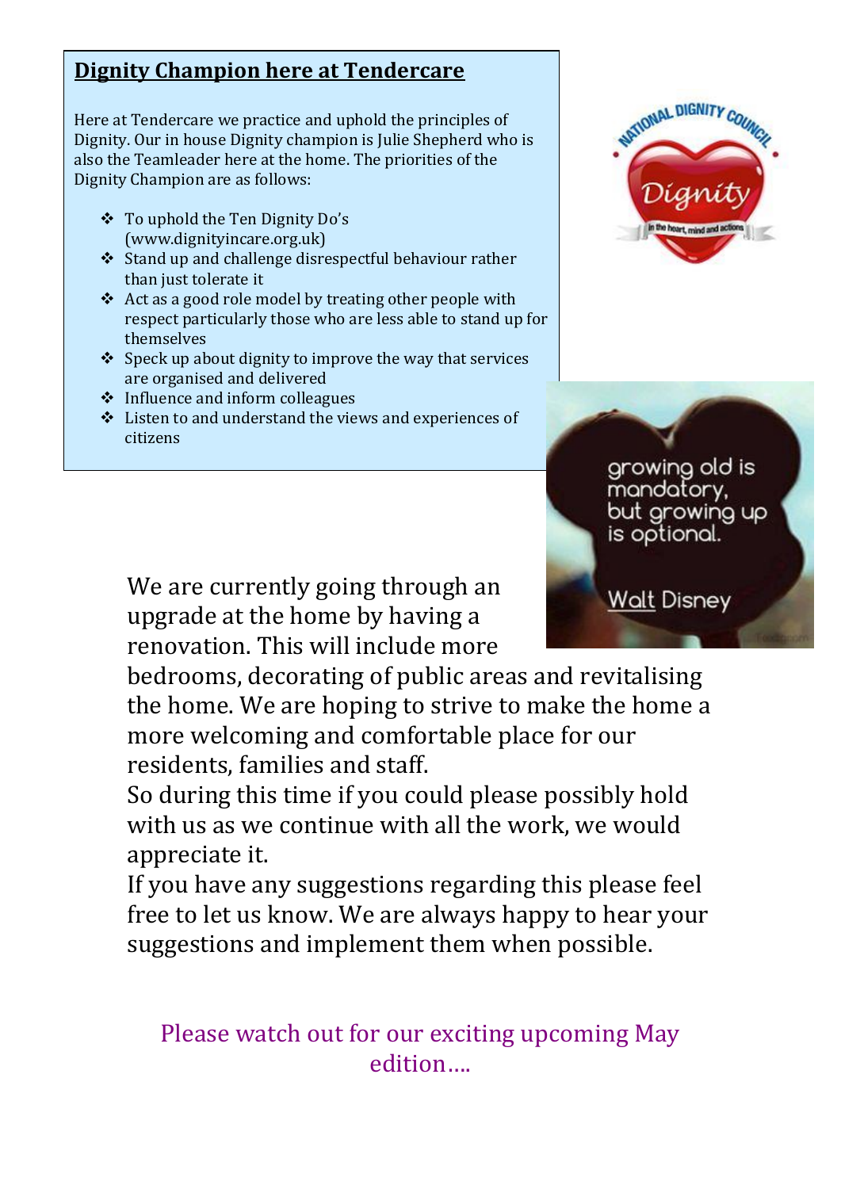## Dignity Champion here at Tendercare

Here at Tendercare we practice and uphold the principles of Dignity. Our in house Dignity champion is Julie Shepherd who is also the Teamleader here at the home. The priorities of the Dignity Champion are as follows:

- To uphold the Ten Dignity Do's (www.dignityincare.org.uk)
- Stand up and challenge disrespectful behaviour rather than just tolerate it
- Act as a good role model by treating other people with respect particularly those who are less able to stand up for themselves
- Speck up about dignity to improve the way that services are organised and delivered
- Influence and inform colleagues
- Listen to and understand the views and experiences of citizens

We are currently going through an upgrade at the home by having a renovation. This will include more bedrooms, decorating of public areas and revitalising the home. We are hoping to strive to make the home a more welcoming and comfortable place for our residents, families and staff.

So during this time if you could please possibly hold with us as we continue with all the work, we would appreciate it.

If you have any suggestions regarding this please feel free to let us know. We are always happy to hear your suggestions and implement them when possible.

Please watch out for our exciting upcoming May edition….